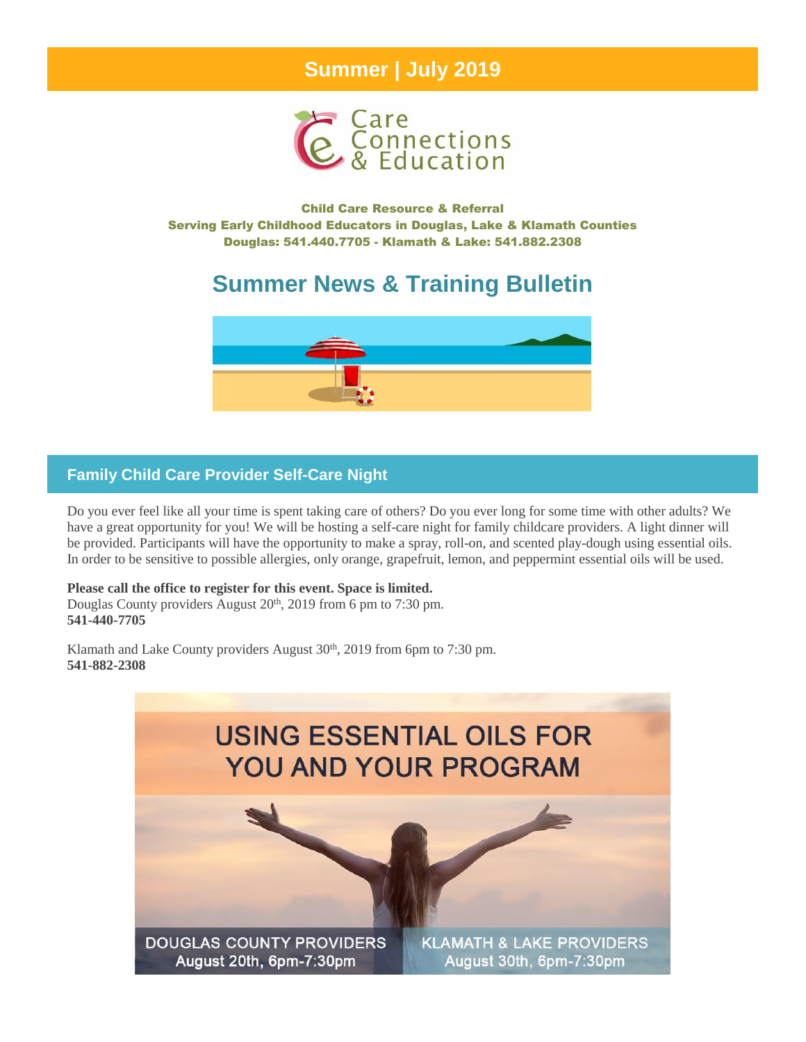# Summer | July 2019

Care Connections & Education

**Child Care Resource & Referral**
**Serving Early Childhood Educators in Douglas, Lake & Klamath Counties**
**Douglas: 541.440.7705 - Klamath & Lake: 541.882.2308**

# Summer News & Training Bulletin

## Family Child Care Provider Self-Care Night

Do you ever feel like all your time is spent taking care of others? Do you ever long for some time with other adults? We have a great opportunity for you! We will be hosting a self-care night for family childcare providers. A light dinner will be provided. Participants will have the opportunity to make a spray, roll-on, and scented play-dough using essential oils. In order to be sensitive to possible allergies, only orange, grapefruit, lemon, and peppermint essential oils will be used.

**Please call the office to register for this event. Space is limited.**
Douglas County providers August 20th, 2019 from 6 pm to 7:30 pm.
**541-440-7705**

Klamath and Lake County providers August 30th, 2019 from 6pm to 7:30 pm.
**541-882-2308**

USING ESSENTIAL OILS FOR YOU AND YOUR PROGRAM

DOUGLAS COUNTY PROVIDERS
August 20th, 6pm-7:30pm

KLAMATH & LAKE PROVIDERS
August 30th, 6pm-7:30pm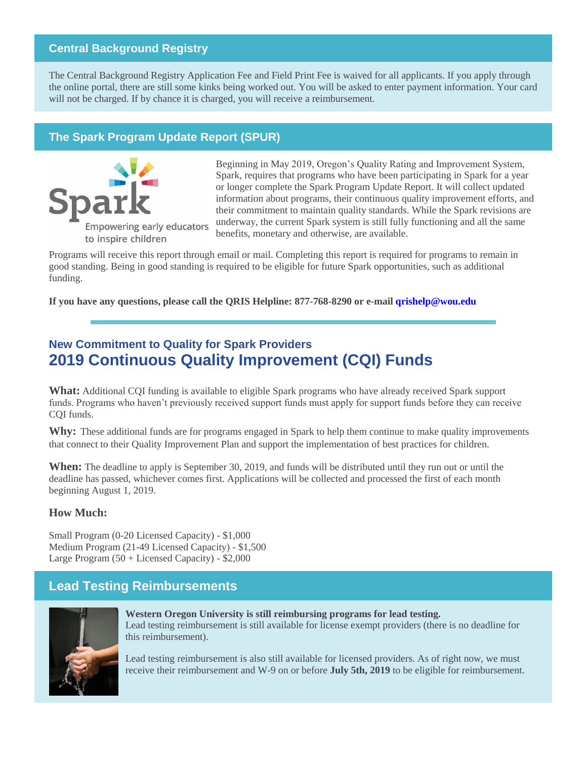## Central Background Registry

The Central Background Registry Application Fee and Field Print Fee is waived for all applicants. If you apply through the online portal, there are still some kinks being worked out. You will be asked to enter payment information. Your card will not be charged. If by chance it is charged, you will receive a reimbursement.

## The Spark Program Update Report (SPUR)

Spark

Empowering early educators to inspire children

Beginning in May 2019, Oregon's Quality Rating and Improvement System, Spark, requires that programs who have been participating in Spark for a year or longer complete the Spark Program Update Report. It will collect updated information about programs, their continuous quality improvement efforts, and their commitment to maintain quality standards. While the Spark revisions are underway, the current Spark system is still fully functioning and all the same benefits, monetary and otherwise, are available.

Programs will receive this report through email or mail. Completing this report is required for programs to remain in good standing. Being in good standing is required to be eligible for future Spark opportunities, such as additional funding.

**If you have any questions, please call the QRIS Helpline: 877-768-8290 or e-mail qrishelp@wou.edu**

### New Commitment to Quality for Spark Providers

## 2019 Continuous Quality Improvement (CQI) Funds

**What:** Additional CQI funding is available to eligible Spark programs who have already received Spark support funds. Programs who haven't previously received support funds must apply for support funds before they can receive CQI funds.

**Why:** These additional funds are for programs engaged in Spark to help them continue to make quality improvements that connect to their Quality Improvement Plan and support the implementation of best practices for children.

**When:** The deadline to apply is September 30, 2019, and funds will be distributed until they run out or until the deadline has passed, whichever comes first. Applications will be collected and processed the first of each month beginning August 1, 2019.

**How Much:**

Small Program (0-20 Licensed Capacity) - $1,000
Medium Program (21-49 Licensed Capacity) - $1,500
Large Program (50 + Licensed Capacity) - $2,000

## Lead Testing Reimbursements

**Western Oregon University is still reimbursing programs for lead testing.**
Lead testing reimbursement is still available for license exempt providers (there is no deadline for this reimbursement).

Lead testing reimbursement is also still available for licensed providers. As of right now, we must receive their reimbursement and W-9 on or before **July 5th, 2019** to be eligible for reimbursement.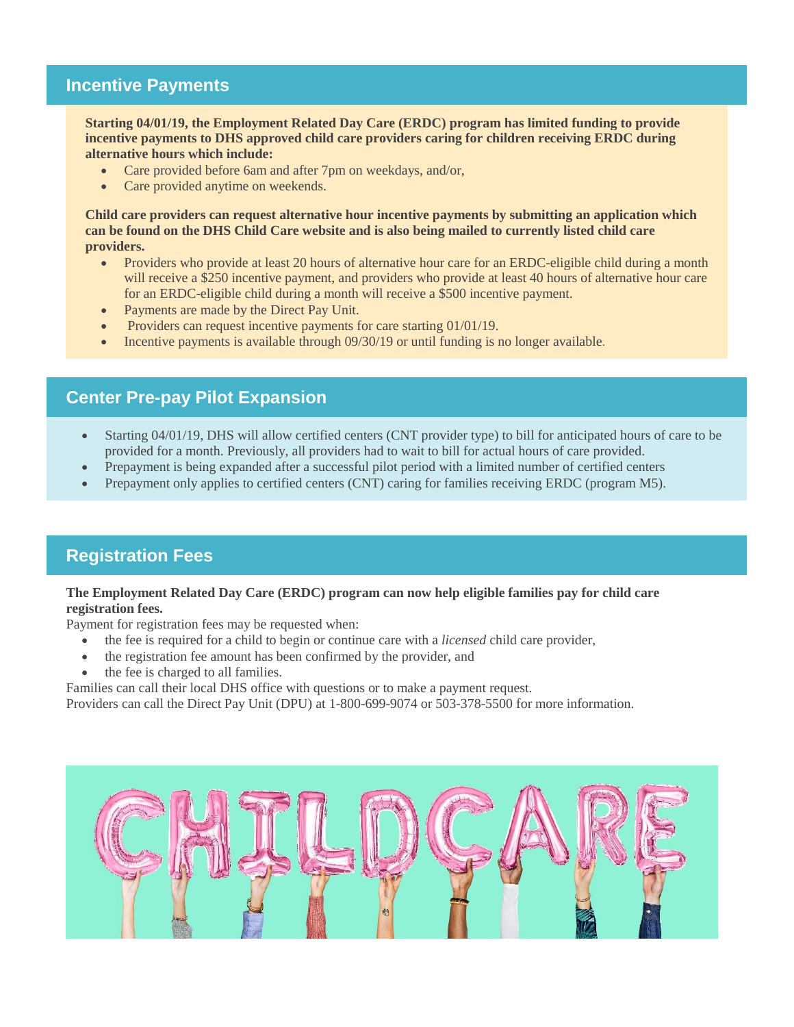## Incentive Payments

**Starting 04/01/19, the Employment Related Day Care (ERDC) program has limited funding to provide incentive payments to DHS approved child care providers caring for children receiving ERDC during alternative hours which include:**

- Care provided before 6am and after 7pm on weekdays, and/or,
- Care provided anytime on weekends.

**Child care providers can request alternative hour incentive payments by submitting an application which can be found on the DHS Child Care website and is also being mailed to currently listed child care providers.**

- Providers who provide at least 20 hours of alternative hour care for an ERDC-eligible child during a month will receive a $250 incentive payment, and providers who provide at least 40 hours of alternative hour care for an ERDC-eligible child during a month will receive a $500 incentive payment.
- Payments are made by the Direct Pay Unit.
- Providers can request incentive payments for care starting 01/01/19.
- Incentive payments is available through 09/30/19 or until funding is no longer available.

## Center Pre-pay Pilot Expansion

- Starting 04/01/19, DHS will allow certified centers (CNT provider type) to bill for anticipated hours of care to be provided for a month. Previously, all providers had to wait to bill for actual hours of care provided.
- Prepayment is being expanded after a successful pilot period with a limited number of certified centers
- Prepayment only applies to certified centers (CNT) caring for families receiving ERDC (program M5).

## Registration Fees

**The Employment Related Day Care (ERDC) program can now help eligible families pay for child care registration fees.**

Payment for registration fees may be requested when:

- the fee is required for a child to begin or continue care with a *licensed* child care provider,
- the registration fee amount has been confirmed by the provider, and
- the fee is charged to all families.

Families can call their local DHS office with questions or to make a payment request.
Providers can call the Direct Pay Unit (DPU) at 1-800-699-9074 or 503-378-5500 for more information.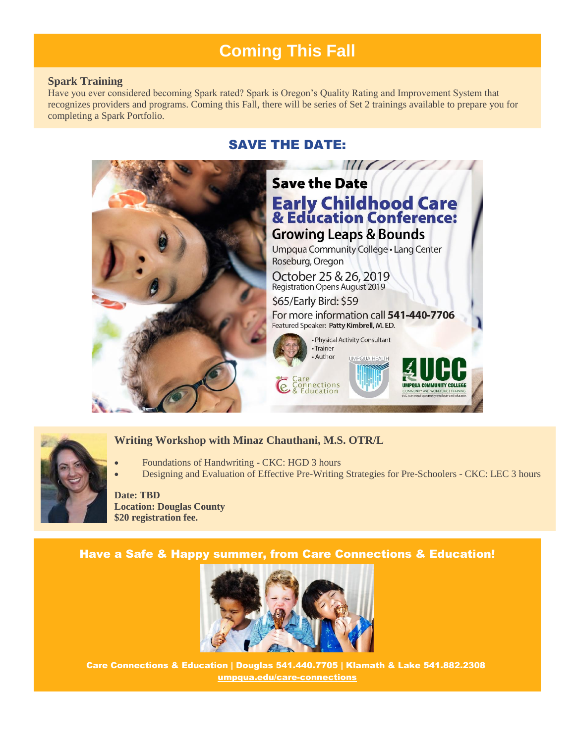# Coming This Fall

**Spark Training**

Have you ever considered becoming Spark rated? Spark is Oregon's Quality Rating and Improvement System that recognizes providers and programs. Coming this Fall, there will be series of Set 2 trainings available to prepare you for completing a Spark Portfolio.

## SAVE THE DATE:

**Save the Date**

**Early Childhood Care & Education Conference:**

**Growing Leaps & Bounds**

Umpqua Community College • Lang Center
Roseburg, Oregon

October 25 & 26, 2019
Registration Opens August 2019

$65/Early Bird: $59

For more information call **541-440-7706**

Featured Speaker: **Patty Kimbrell, M. ED.**

- Physical Activity Consultant
- Trainer
- Author

Care Connections & Education | UMPQUA HEALTH | UCC UMPQUA COMMUNITY COLLEGE COMMUNITY AND WORKFORCE TRAINING

UCC is an equal opportunity employer and educator.

### Writing Workshop with Minaz Chauthani, M.S. OTR/L

- Foundations of Handwriting - CKC: HGD 3 hours
- Designing and Evaluation of Effective Pre-Writing Strategies for Pre-Schoolers - CKC: LEC 3 hours

**Date: TBD**
**Location: Douglas County**
**$20 registration fee.**

**Have a Safe & Happy summer, from Care Connections & Education!**

**Care Connections & Education | Douglas 541.440.7705 | Klamath & Lake 541.882.2308**
**umpqua.edu/care-connections**